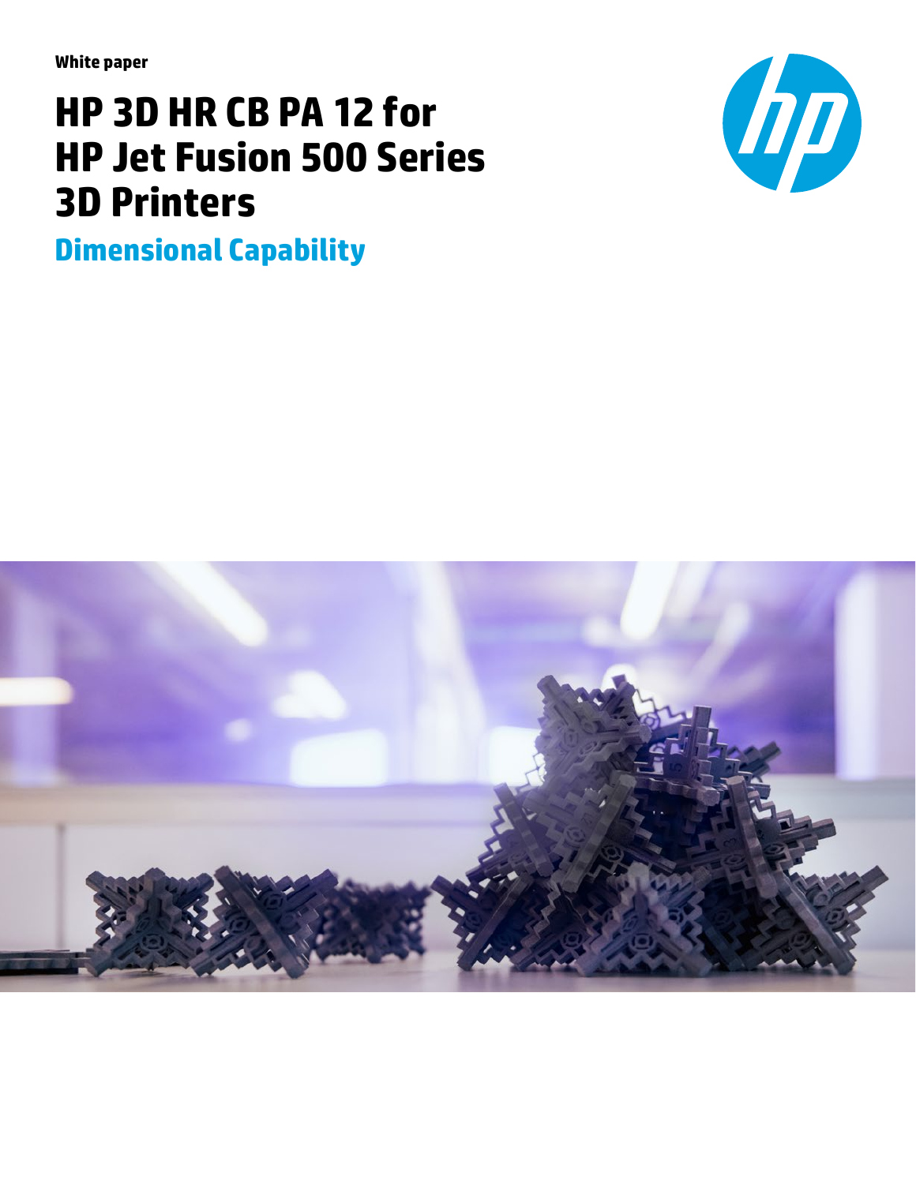White paper

# HP 3D HR CB PA 12 for HP Jet Fusion 500 Series 3D Printers

## Dimensional Capability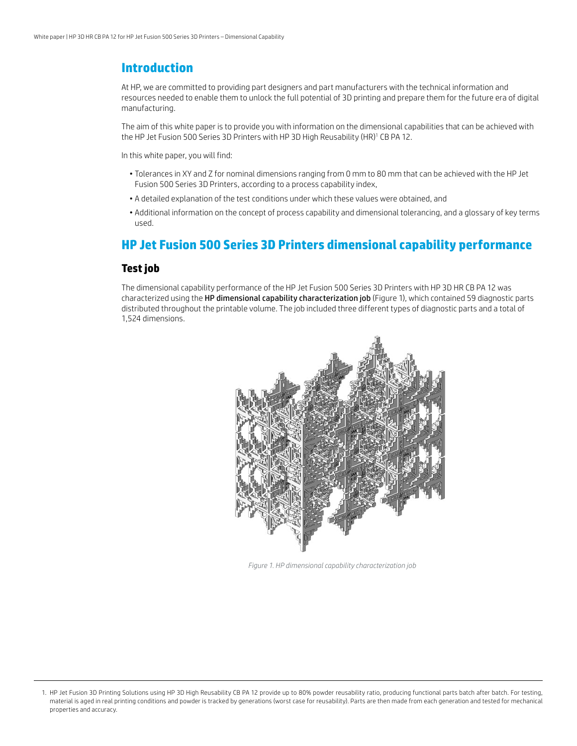## Introduction

At HP, we are committed to providing part designers and part manufacturers with the technical information and resources needed to enable them to unlock the full potential of 3D printing and prepare them for the future era of digital manufacturing.

The aim of this white paper is to provide you with information on the dimensional capabilities that can be achieved with the HP Jet Fusion 500 Series 3D Printers with HP 3D High Reusability (HR)[1] CB PA 12.

In this white paper, you will find:

- Tolerances in XY and Z for nominal dimensions ranging from 0 mm to 80 mm that can be achieved with the HP Jet Fusion 500 Series 3D Printers, according to a process capability index,
- A detailed explanation of the test conditions under which these values were obtained, and
- Additional information on the concept of process capability and dimensional tolerancing, and a glossary of key terms used.

## HP Jet Fusion 500 Series 3D Printers dimensional capability performance

### Test job

The dimensional capability performance of the HP Jet Fusion 500 Series 3D Printers with HP 3D HR CB PA 12 was characterized using the **HP dimensional capability characterization job** (Figure 1), which contained 59 diagnostic parts distributed throughout the printable volume. The job included three different types of diagnostic parts and a total of 1,524 dimensions.

*Figure 1. HP dimensional capability characterization job*

1. HP Jet Fusion 3D Printing Solutions using HP 3D High Reusability CB PA 12 provide up to 80% powder reusability ratio, producing functional parts batch after batch. For testing, material is aged in real printing conditions and powder is tracked by generations (worst case for reusability). Parts are then made from each generation and tested for mechanical properties and accuracy.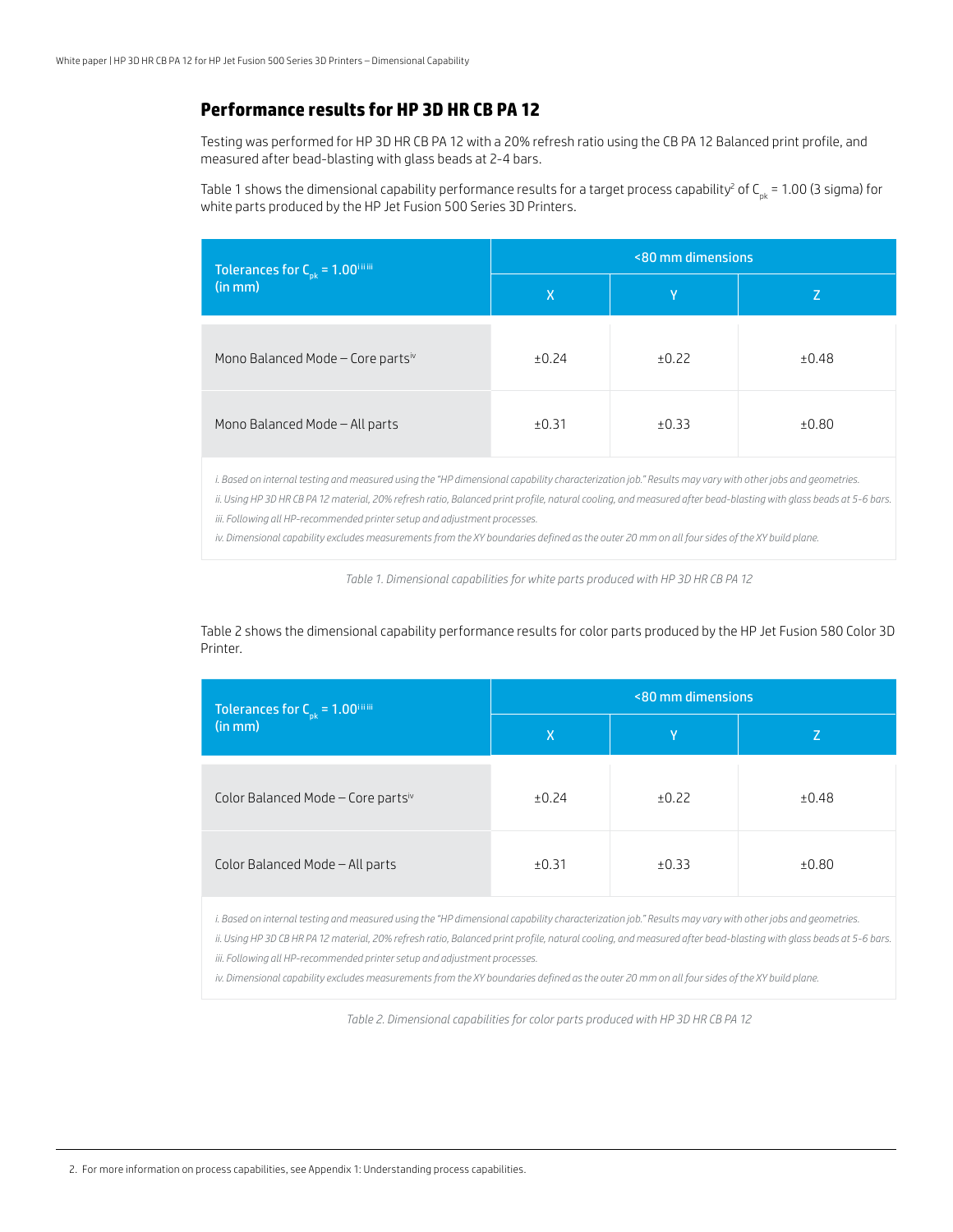## Performance results for HP 3D HR CB PA 12

Testing was performed for HP 3D HR CB PA 12 with a 20% refresh ratio using the CB PA 12 Balanced print profile, and measured after bead-blasting with glass beads at 2-4 bars.

Table 1 shows the dimensional capability performance results for a target process capability[2] of $C_{pk}$ = 1.00 (3 sigma) for white parts produced by the HP Jet Fusion 500 Series 3D Printers.

| Tolerances for $C_{pk}$ = 1.00[i ii iii] (in mm) | <80 mm dimensions | | |
|---|---|---|---|
| | X | Y | Z |
| Mono Balanced Mode – Core parts[iv] | ±0.24 | ±0.22 | ±0.48 |
| Mono Balanced Mode – All parts | ±0.31 | ±0.33 | ±0.80 |

*i. Based on internal testing and measured using the "HP dimensional capability characterization job." Results may vary with other jobs and geometries.*
*ii. Using HP 3D HR CB PA 12 material, 20% refresh ratio, Balanced print profile, natural cooling, and measured after bead-blasting with glass beads at 5-6 bars.*
*iii. Following all HP-recommended printer setup and adjustment processes.*
*iv. Dimensional capability excludes measurements from the XY boundaries defined as the outer 20 mm on all four sides of the XY build plane.*

*Table 1. Dimensional capabilities for white parts produced with HP 3D HR CB PA 12*

Table 2 shows the dimensional capability performance results for color parts produced by the HP Jet Fusion 580 Color 3D Printer.

| Tolerances for $C_{pk}$ = 1.00[i ii iii] (in mm) | <80 mm dimensions | | |
|---|---|---|---|
| | X | Y | Z |
| Color Balanced Mode – Core parts[iv] | ±0.24 | ±0.22 | ±0.48 |
| Color Balanced Mode – All parts | ±0.31 | ±0.33 | ±0.80 |

*i. Based on internal testing and measured using the "HP dimensional capability characterization job." Results may vary with other jobs and geometries.*
*ii. Using HP 3D CB HR PA 12 material, 20% refresh ratio, Balanced print profile, natural cooling, and measured after bead-blasting with glass beads at 5-6 bars.*
*iii. Following all HP-recommended printer setup and adjustment processes.*
*iv. Dimensional capability excludes measurements from the XY boundaries defined as the outer 20 mm on all four sides of the XY build plane.*

*Table 2. Dimensional capabilities for color parts produced with HP 3D HR CB PA 12*

2. For more information on process capabilities, see Appendix 1: Understanding process capabilities.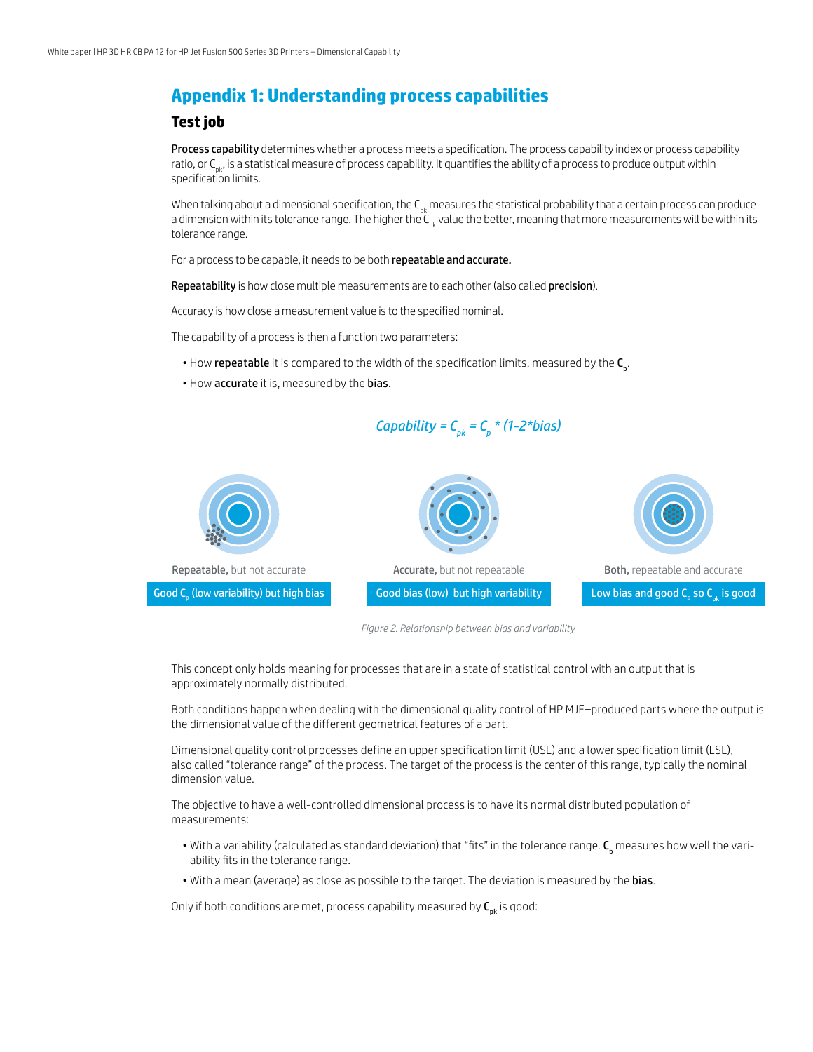# Appendix 1: Understanding process capabilities

## Test job

**Process capability** determines whether a process meets a specification. The process capability index or process capability ratio, or $C_{pk}$, is a statistical measure of process capability. It quantifies the ability of a process to produce output within specification limits.

When talking about a dimensional specification, the $C_{pk}$ measures the statistical probability that a certain process can produce a dimension within its tolerance range. The higher the $C_{pk}$ value the better, meaning that more measurements will be within its tolerance range.

For a process to be capable, it needs to be both **repeatable and accurate.**

**Repeatability** is how close multiple measurements are to each other (also called **precision**).

Accuracy is how close a measurement value is to the specified nominal.

The capability of a process is then a function two parameters:

- How **repeatable** it is compared to the width of the specification limits, measured by the $C_p$.
- How **accurate** it is, measured by the **bias**.

$$\text{Capability} = C_{pk} = C_p * (1-2*\text{bias})$$

**Repeatable,** but not accurate

Good $C_p$ (low variability) but high bias

**Accurate,** but not repeatable

Good bias (low) but high variability

**Both,** repeatable and accurate

Low bias and good $C_p$ so $C_{pk}$ is good

*Figure 2. Relationship between bias and variability*

This concept only holds meaning for processes that are in a state of statistical control with an output that is approximately normally distributed.

Both conditions happen when dealing with the dimensional quality control of HP MJF–produced parts where the output is the dimensional value of the different geometrical features of a part.

Dimensional quality control processes define an upper specification limit (USL) and a lower specification limit (LSL), also called "tolerance range" of the process. The target of the process is the center of this range, typically the nominal dimension value.

The objective to have a well-controlled dimensional process is to have its normal distributed population of measurements:

- With a variability (calculated as standard deviation) that "fits" in the tolerance range. $C_p$ measures how well the variability fits in the tolerance range.
- With a mean (average) as close as possible to the target. The deviation is measured by the **bias**.

Only if both conditions are met, process capability measured by $C_{pk}$ is good: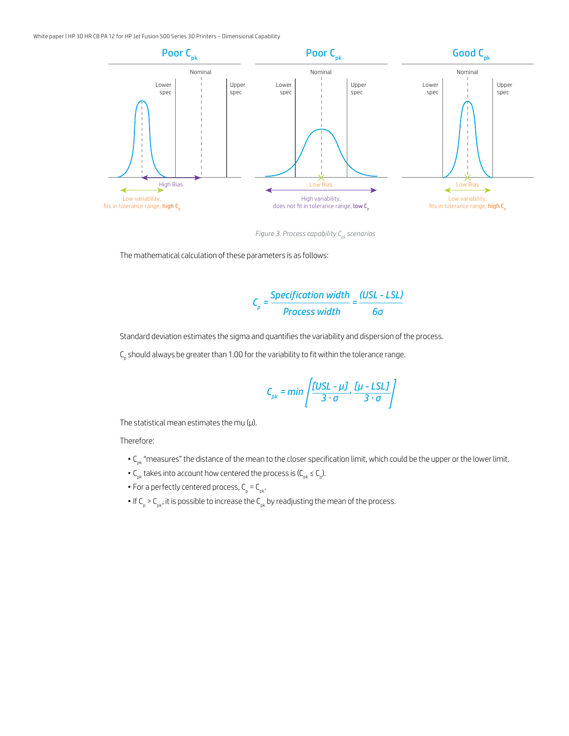Poor $C_{pk}$

Nominal

Lower spec

Upper spec

High Bias

Low variability, fits in tolerance range, **high $C_p$**

Poor $C_{pk}$

Nominal

Lower spec

Upper spec

Low Bias

High variability, does not fit in tolerance range, **low $C_p$**

Good $C_{pk}$

Nominal

Lower spec

Upper spec

Low Bias

Low variability, fits in tolerance range, **high $C_p$**

*Figure 3. Process capability $C_{pk}$ scenarios*

The mathematical calculation of these parameters is as follows:

$$C_p = \frac{\text{Specification width}}{\text{Process width}} = \frac{(USL - LSL)}{6\sigma}$$

Standard deviation estimates the sigma and quantifies the variability and dispersion of the process.

$C_p$ should always be greater than 1.00 for the variability to fit within the tolerance range.

$$C_{pk} = \min\left\{\frac{[USL - \mu]}{3 \cdot \sigma}, \frac{[\mu - LSL]}{3 \cdot \sigma}\right\}$$

The statistical mean estimates the mu (μ).

Therefore:

- $C_{pk}$ "measures" the distance of the mean to the closer specification limit, which could be the upper or the lower limit.
- $C_{pk}$ takes into account how centered the process is ($C_{pk} \leq C_p$).
- For a perfectly centered process, $C_p = C_{pk}$.
- If $C_p > C_{pk}$, it is possible to increase the $C_{pk}$ by readjusting the mean of the process.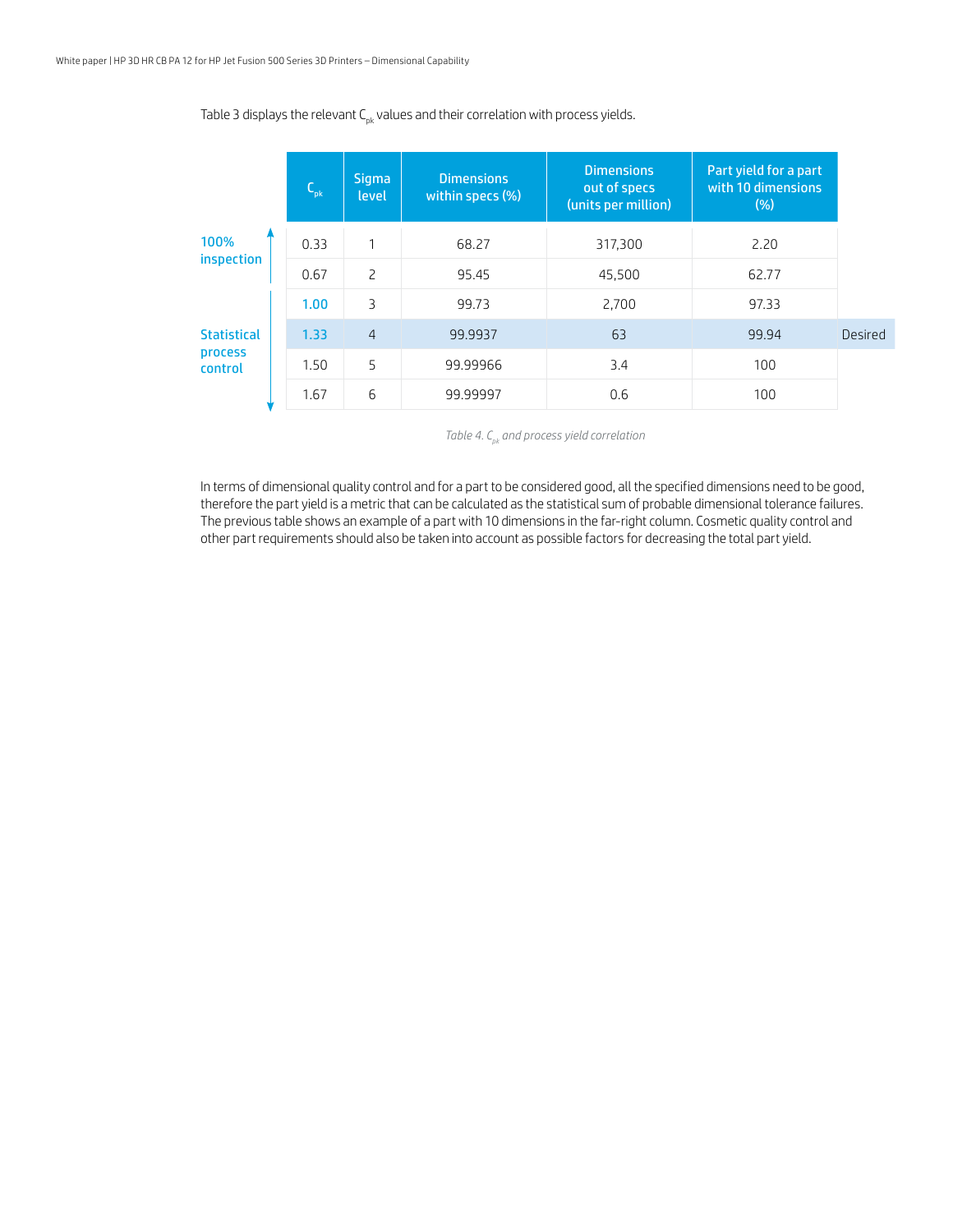Table 3 displays the relevant $C_{pk}$ values and their correlation with process yields.

| | $C_{pk}$ | Sigma level | Dimensions within specs (%) | Dimensions out of specs (units per million) | Part yield for a part with 10 dimensions (%) | |
|---|---|---|---|---|---|---|
| 100% inspection | 0.33 | 1 | 68.27 | 317,300 | 2.20 | |
| | 0.67 | 2 | 95.45 | 45,500 | 62.77 | |
| Statistical process control | 1.00 | 3 | 99.73 | 2,700 | 97.33 | |
| | 1.33 | 4 | 99.9937 | 63 | 99.94 | Desired |
| | 1.50 | 5 | 99.99966 | 3.4 | 100 | |
| | 1.67 | 6 | 99.99997 | 0.6 | 100 | |

*Table 4. $C_{pk}$ and process yield correlation*

In terms of dimensional quality control and for a part to be considered good, all the specified dimensions need to be good, therefore the part yield is a metric that can be calculated as the statistical sum of probable dimensional tolerance failures. The previous table shows an example of a part with 10 dimensions in the far-right column. Cosmetic quality control and other part requirements should also be taken into account as possible factors for decreasing the total part yield.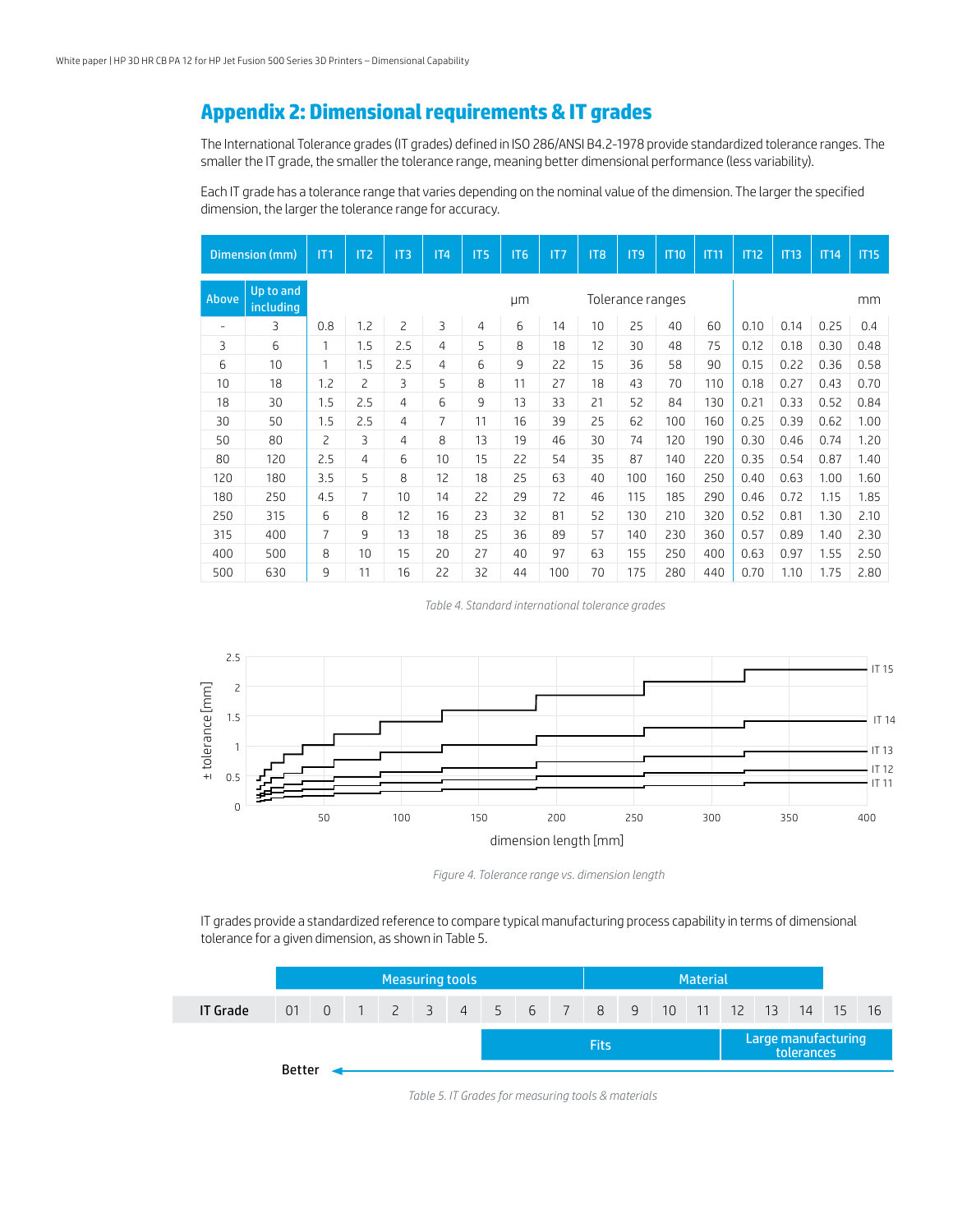## Appendix 2: Dimensional requirements & IT grades

The International Tolerance grades (IT grades) defined in ISO 286/ANSI B4.2-1978 provide standardized tolerance ranges. The smaller the IT grade, the smaller the tolerance range, meaning better dimensional performance (less variability).

Each IT grade has a tolerance range that varies depending on the nominal value of the dimension. The larger the specified dimension, the larger the tolerance range for accuracy.

| Dimension (mm) | | IT1 | IT2 | IT3 | IT4 | IT5 | IT6 | IT7 | IT8 | IT9 | IT10 | IT11 | IT12 | IT13 | IT14 | IT15 |
|---|---|---|---|---|---|---|---|---|---|---|---|---|---|---|---|---|
| Above | Up to and including | µm | | | | | | Tolerance ranges | | | | | mm | | | |
| - | 3 | 0.8 | 1.2 | 2 | 3 | 4 | 6 | 14 | 10 | 25 | 40 | 60 | 0.10 | 0.14 | 0.25 | 0.4 |
| 3 | 6 | 1 | 1.5 | 2.5 | 4 | 5 | 8 | 18 | 12 | 30 | 48 | 75 | 0.12 | 0.18 | 0.30 | 0.48 |
| 6 | 10 | 1 | 1.5 | 2.5 | 4 | 6 | 9 | 22 | 15 | 36 | 58 | 90 | 0.15 | 0.22 | 0.36 | 0.58 |
| 10 | 18 | 1.2 | 2 | 3 | 5 | 8 | 11 | 27 | 18 | 43 | 70 | 110 | 0.18 | 0.27 | 0.43 | 0.70 |
| 18 | 30 | 1.5 | 2.5 | 4 | 6 | 9 | 13 | 33 | 21 | 52 | 84 | 130 | 0.21 | 0.33 | 0.52 | 0.84 |
| 30 | 50 | 1.5 | 2.5 | 4 | 7 | 11 | 16 | 39 | 25 | 62 | 100 | 160 | 0.25 | 0.39 | 0.62 | 1.00 |
| 50 | 80 | 2 | 3 | 4 | 8 | 13 | 19 | 46 | 30 | 74 | 120 | 190 | 0.30 | 0.46 | 0.74 | 1.20 |
| 80 | 120 | 2.5 | 4 | 6 | 10 | 15 | 22 | 54 | 35 | 87 | 140 | 220 | 0.35 | 0.54 | 0.87 | 1.40 |
| 120 | 180 | 3.5 | 5 | 8 | 12 | 18 | 25 | 63 | 40 | 100 | 160 | 250 | 0.40 | 0.63 | 1.00 | 1.60 |
| 180 | 250 | 4.5 | 7 | 10 | 14 | 22 | 29 | 72 | 46 | 115 | 185 | 290 | 0.46 | 0.72 | 1.15 | 1.85 |
| 250 | 315 | 6 | 8 | 12 | 16 | 23 | 32 | 81 | 52 | 130 | 210 | 320 | 0.52 | 0.81 | 1.30 | 2.10 |
| 315 | 400 | 7 | 9 | 13 | 18 | 25 | 36 | 89 | 57 | 140 | 230 | 360 | 0.57 | 0.89 | 1.40 | 2.30 |
| 400 | 500 | 8 | 10 | 15 | 20 | 27 | 40 | 97 | 63 | 155 | 250 | 400 | 0.63 | 0.97 | 1.55 | 2.50 |
| 500 | 630 | 9 | 11 | 16 | 22 | 32 | 44 | 100 | 70 | 175 | 280 | 440 | 0.70 | 1.10 | 1.75 | 2.80 |

*Table 4. Standard international tolerance grades*

*Figure 4. Tolerance range vs. dimension length*

IT grades provide a standardized reference to compare typical manufacturing process capability in terms of dimensional tolerance for a given dimension, as shown in Table 5.

| | Measuring tools | | | | | | | | | Material | | | | | | | |
|---|---|---|---|---|---|---|---|---|---|---|---|---|---|---|---|---|---|
| **IT Grade** | 01 | 0 | 1 | 2 | 3 | 4 | 5 | 6 | 7 | 8 | 9 | 10 | 11 | 12 | 13 | 14 | 15 | 16 |
| | | | | | | | Fits | | | | | | | Large manufacturing tolerances | | | | |

**Better** ←

*Table 5. IT Grades for measuring tools & materials*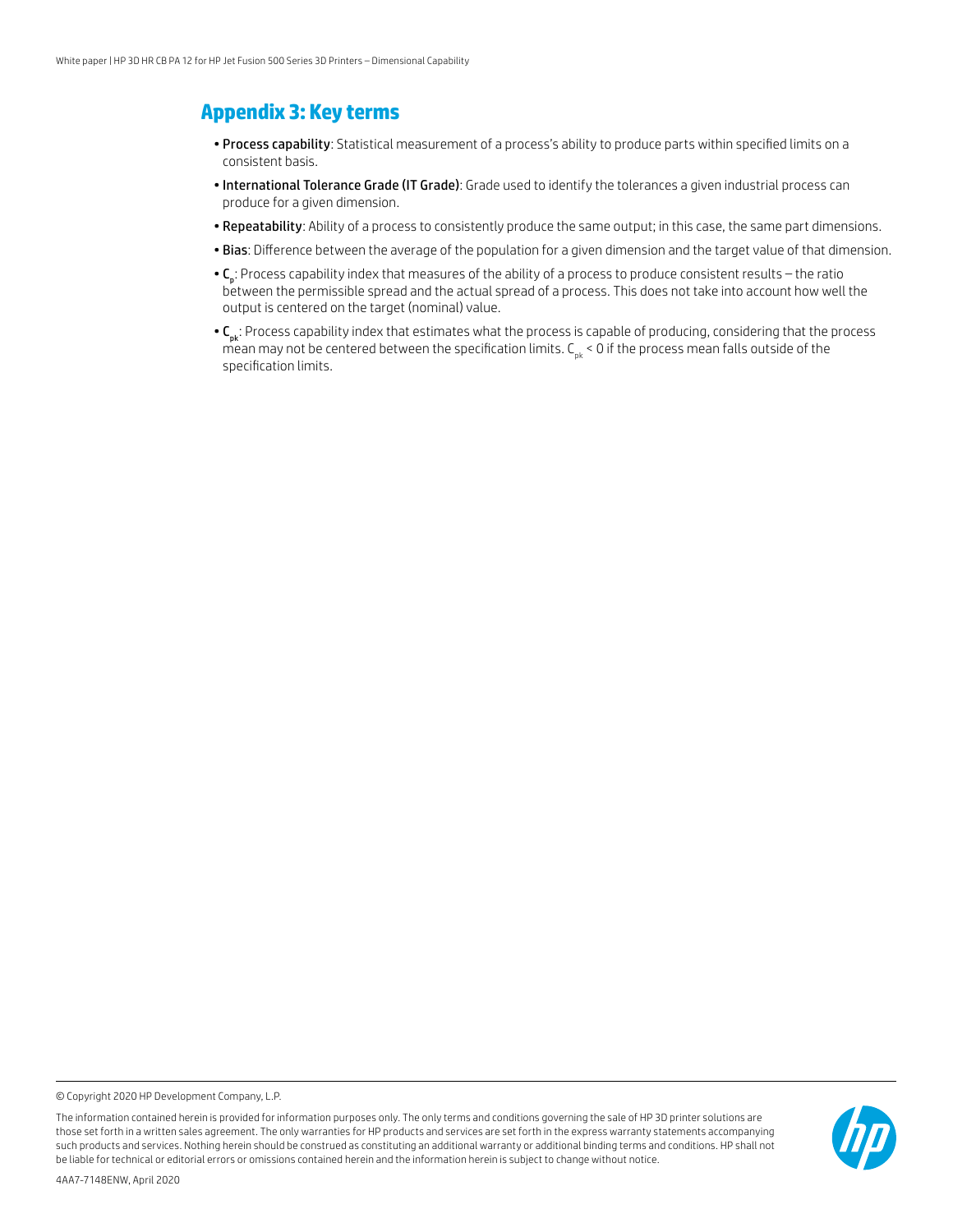## Appendix 3: Key terms

- **Process capability**: Statistical measurement of a process's ability to produce parts within specified limits on a consistent basis.
- **International Tolerance Grade (IT Grade)**: Grade used to identify the tolerances a given industrial process can produce for a given dimension.
- **Repeatability**: Ability of a process to consistently produce the same output; in this case, the same part dimensions.
- **Bias**: Difference between the average of the population for a given dimension and the target value of that dimension.
- **$C_p$**: Process capability index that measures of the ability of a process to produce consistent results – the ratio between the permissible spread and the actual spread of a process. This does not take into account how well the output is centered on the target (nominal) value.
- **$C_{pk}$**: Process capability index that estimates what the process is capable of producing, considering that the process mean may not be centered between the specification limits. $C_{pk} < 0$ if the process mean falls outside of the specification limits.

© Copyright 2020 HP Development Company, L.P.

The information contained herein is provided for information purposes only. The only terms and conditions governing the sale of HP 3D printer solutions are those set forth in a written sales agreement. The only warranties for HP products and services are set forth in the express warranty statements accompanying such products and services. Nothing herein should be construed as constituting an additional warranty or additional binding terms and conditions. HP shall not be liable for technical or editorial errors or omissions contained herein and the information herein is subject to change without notice.

4AA7-7148ENW, April 2020